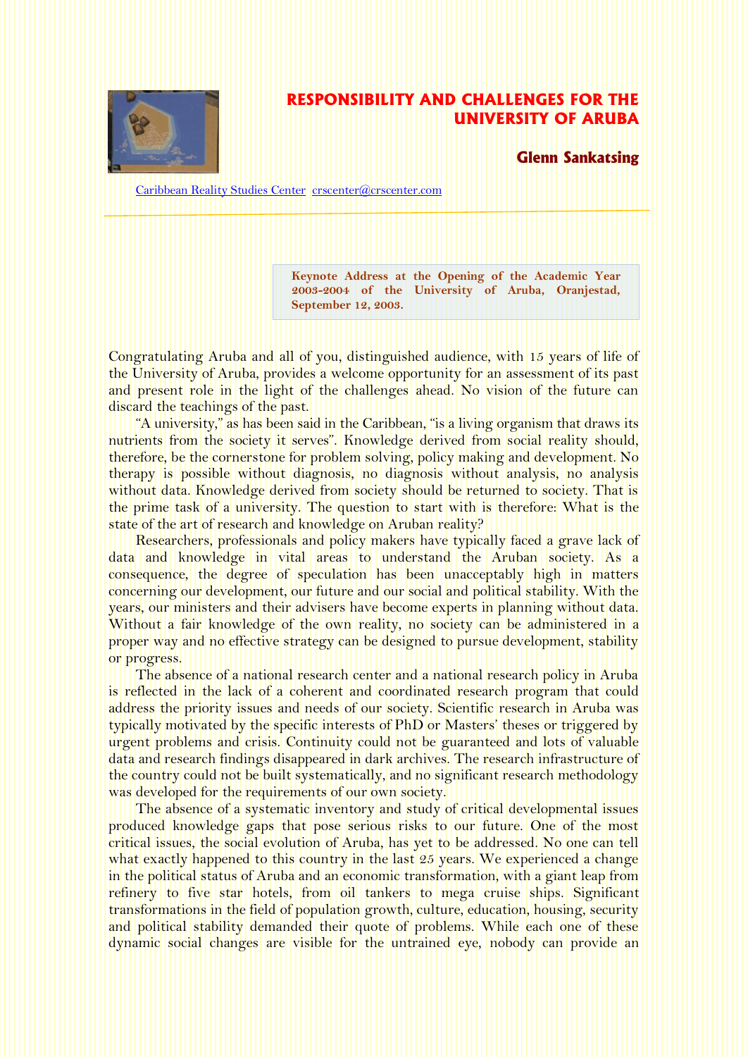# RESPONSIBILITY AND CHALLENGES FOR THE UNIVERSITY OF ARUBA

## Glenn Sankatsing

Caribbean Reality Studies Center crscenter@crscenter.com

---

**Keynote Address at the Opening of the Academic Year 2003-2004 of the University of Aruba, Oranjestad, September 12, 2003.**

Congratulating Aruba and all of you, distinguished audience, with 15 years of life of the University of Aruba, provides a welcome opportunity for an assessment of its past and present role in the light of the challenges ahead. No vision of the future can discard the teachings of the past.

"A university," as has been said in the Caribbean, "is a living organism that draws its nutrients from the society it serves". Knowledge derived from social reality should, therefore, be the cornerstone for problem solving, policy making and development. No therapy is possible without diagnosis, no diagnosis without analysis, no analysis without data. Knowledge derived from society should be returned to society. That is the prime task of a university. The question to start with is therefore: What is the state of the art of research and knowledge on Aruban reality?

Researchers, professionals and policy makers have typically faced a grave lack of data and knowledge in vital areas to understand the Aruban society. As a consequence, the degree of speculation has been unacceptably high in matters concerning our development, our future and our social and political stability. With the years, our ministers and their advisers have become experts in planning without data. Without a fair knowledge of the own reality, no society can be administered in a proper way and no effective strategy can be designed to pursue development, stability or progress.

The absence of a national research center and a national research policy in Aruba is reflected in the lack of a coherent and coordinated research program that could address the priority issues and needs of our society. Scientific research in Aruba was typically motivated by the specific interests of PhD or Masters' theses or triggered by urgent problems and crisis. Continuity could not be guaranteed and lots of valuable data and research findings disappeared in dark archives. The research infrastructure of the country could not be built systematically, and no significant research methodology was developed for the requirements of our own society.

The absence of a systematic inventory and study of critical developmental issues produced knowledge gaps that pose serious risks to our future. One of the most critical issues, the social evolution of Aruba, has yet to be addressed. No one can tell what exactly happened to this country in the last 25 years. We experienced a change in the political status of Aruba and an economic transformation, with a giant leap from refinery to five star hotels, from oil tankers to mega cruise ships. Significant transformations in the field of population growth, culture, education, housing, security and political stability demanded their quote of problems. While each one of these dynamic social changes are visible for the untrained eye, nobody can provide an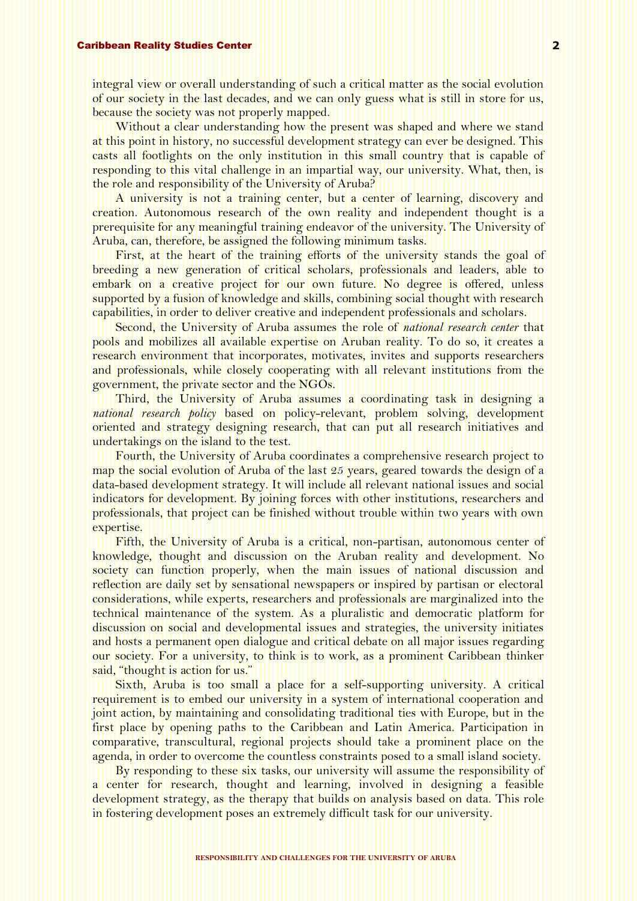integral view or overall understanding of such a critical matter as the social evolution of our society in the last decades, and we can only guess what is still in store for us, because the society was not properly mapped.

Without a clear understanding how the present was shaped and where we stand at this point in history, no successful development strategy can ever be designed. This casts all footlights on the only institution in this small country that is capable of responding to this vital challenge in an impartial way, our university. What, then, is the role and responsibility of the University of Aruba?

A university is not a training center, but a center of learning, discovery and creation. Autonomous research of the own reality and independent thought is a prerequisite for any meaningful training endeavor of the university. The University of Aruba, can, therefore, be assigned the following minimum tasks.

First, at the heart of the training efforts of the university stands the goal of breeding a new generation of critical scholars, professionals and leaders, able to embark on a creative project for our own future. No degree is offered, unless supported by a fusion of knowledge and skills, combining social thought with research capabilities, in order to deliver creative and independent professionals and scholars.

Second, the University of Aruba assumes the role of *national research center* that pools and mobilizes all available expertise on Aruban reality. To do so, it creates a research environment that incorporates, motivates, invites and supports researchers and professionals, while closely cooperating with all relevant institutions from the government, the private sector and the NGOs.

Third, the University of Aruba assumes a coordinating task in designing a *national research policy* based on policy-relevant, problem solving, development oriented and strategy designing research, that can put all research initiatives and undertakings on the island to the test.

Fourth, the University of Aruba coordinates a comprehensive research project to map the social evolution of Aruba of the last 25 years, geared towards the design of a data-based development strategy. It will include all relevant national issues and social indicators for development. By joining forces with other institutions, researchers and professionals, that project can be finished without trouble within two years with own expertise.

Fifth, the University of Aruba is a critical, non-partisan, autonomous center of knowledge, thought and discussion on the Aruban reality and development. No society can function properly, when the main issues of national discussion and reflection are daily set by sensational newspapers or inspired by partisan or electoral considerations, while experts, researchers and professionals are marginalized into the technical maintenance of the system. As a pluralistic and democratic platform for discussion on social and developmental issues and strategies, the university initiates and hosts a permanent open dialogue and critical debate on all major issues regarding our society. For a university, to think is to work, as a prominent Caribbean thinker said, "thought is action for us."

Sixth, Aruba is too small a place for a self-supporting university. A critical requirement is to embed our university in a system of international cooperation and joint action, by maintaining and consolidating traditional ties with Europe, but in the first place by opening paths to the Caribbean and Latin America. Participation in comparative, transcultural, regional projects should take a prominent place on the agenda, in order to overcome the countless constraints posed to a small island society.

By responding to these six tasks, our university will assume the responsibility of a center for research, thought and learning, involved in designing a feasible development strategy, as the therapy that builds on analysis based on data. This role in fostering development poses an extremely difficult task for our university.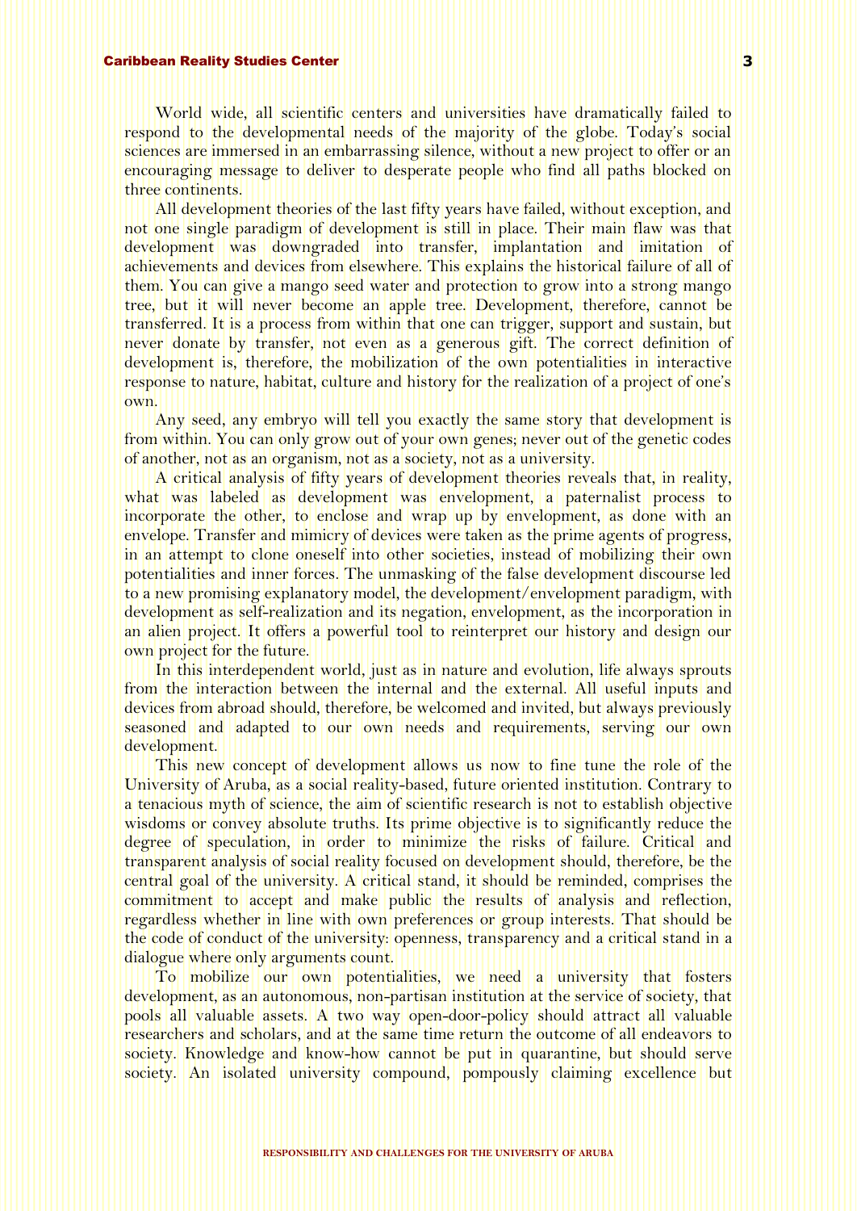World wide, all scientific centers and universities have dramatically failed to respond to the developmental needs of the majority of the globe. Today's social sciences are immersed in an embarrassing silence, without a new project to offer or an encouraging message to deliver to desperate people who find all paths blocked on three continents.

All development theories of the last fifty years have failed, without exception, and not one single paradigm of development is still in place. Their main flaw was that development was downgraded into transfer, implantation and imitation of achievements and devices from elsewhere. This explains the historical failure of all of them. You can give a mango seed water and protection to grow into a strong mango tree, but it will never become an apple tree. Development, therefore, cannot be transferred. It is a process from within that one can trigger, support and sustain, but never donate by transfer, not even as a generous gift. The correct definition of development is, therefore, the mobilization of the own potentialities in interactive response to nature, habitat, culture and history for the realization of a project of one's own.

Any seed, any embryo will tell you exactly the same story that development is from within. You can only grow out of your own genes; never out of the genetic codes of another, not as an organism, not as a society, not as a university.

A critical analysis of fifty years of development theories reveals that, in reality, what was labeled as development was envelopment, a paternalist process to incorporate the other, to enclose and wrap up by envelopment, as done with an envelope. Transfer and mimicry of devices were taken as the prime agents of progress, in an attempt to clone oneself into other societies, instead of mobilizing their own potentialities and inner forces. The unmasking of the false development discourse led to a new promising explanatory model, the development/envelopment paradigm, with development as self-realization and its negation, envelopment, as the incorporation in an alien project. It offers a powerful tool to reinterpret our history and design our own project for the future.

In this interdependent world, just as in nature and evolution, life always sprouts from the interaction between the internal and the external. All useful inputs and devices from abroad should, therefore, be welcomed and invited, but always previously seasoned and adapted to our own needs and requirements, serving our own development.

This new concept of development allows us now to fine tune the role of the University of Aruba, as a social reality-based, future oriented institution. Contrary to a tenacious myth of science, the aim of scientific research is not to establish objective wisdoms or convey absolute truths. Its prime objective is to significantly reduce the degree of speculation, in order to minimize the risks of failure. Critical and transparent analysis of social reality focused on development should, therefore, be the central goal of the university. A critical stand, it should be reminded, comprises the commitment to accept and make public the results of analysis and reflection, regardless whether in line with own preferences or group interests. That should be the code of conduct of the university: openness, transparency and a critical stand in a dialogue where only arguments count.

To mobilize our own potentialities, we need a university that fosters development, as an autonomous, non-partisan institution at the service of society, that pools all valuable assets. A two way open-door-policy should attract all valuable researchers and scholars, and at the same time return the outcome of all endeavors to society. Knowledge and know-how cannot be put in quarantine, but should serve society. An isolated university compound, pompously claiming excellence but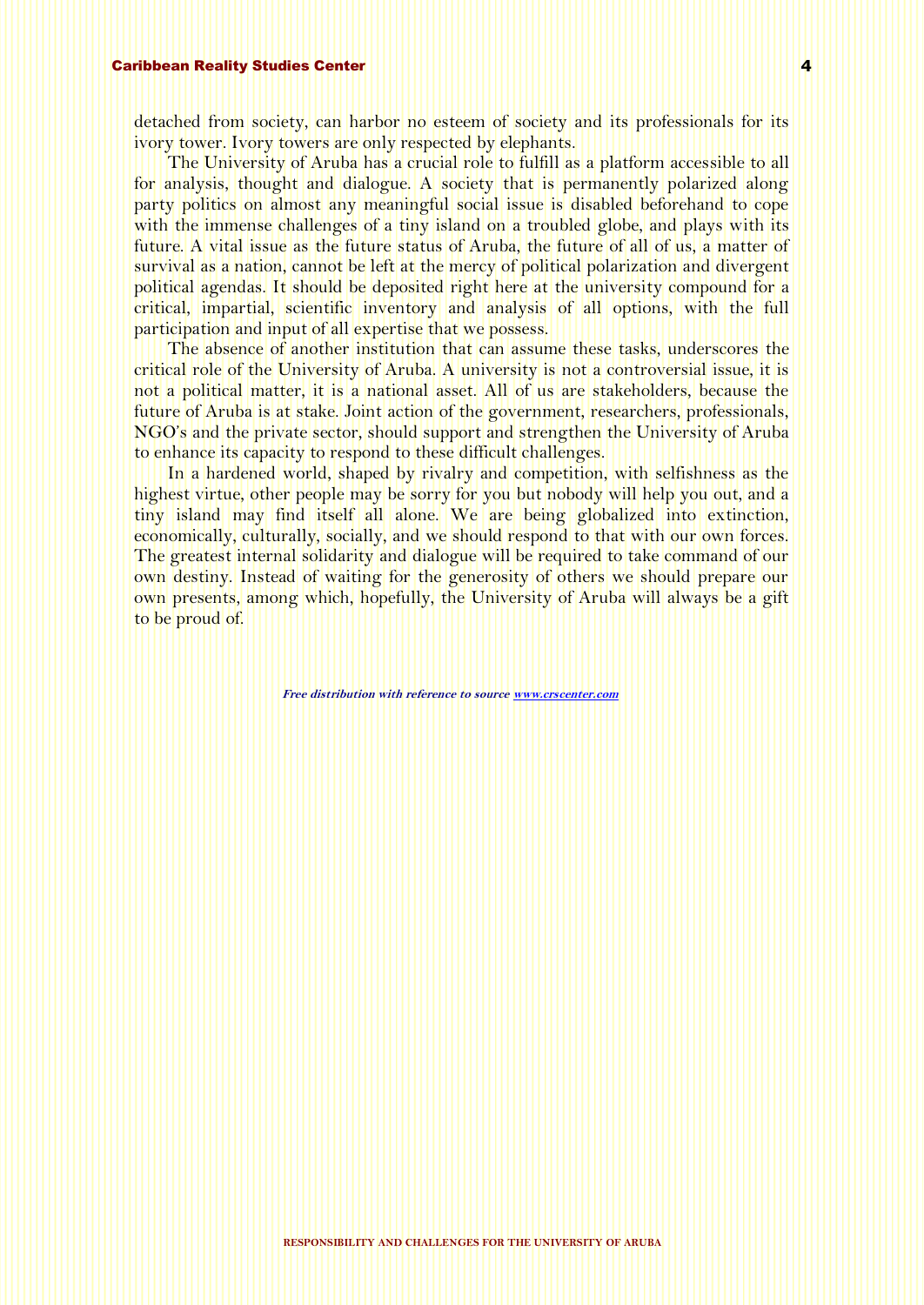detached from society, can harbor no esteem of society and its professionals for its ivory tower. Ivory towers are only respected by elephants.

The University of Aruba has a crucial role to fulfill as a platform accessible to all for analysis, thought and dialogue. A society that is permanently polarized along party politics on almost any meaningful social issue is disabled beforehand to cope with the immense challenges of a tiny island on a troubled globe, and plays with its future. A vital issue as the future status of Aruba, the future of all of us, a matter of survival as a nation, cannot be left at the mercy of political polarization and divergent political agendas. It should be deposited right here at the university compound for a critical, impartial, scientific inventory and analysis of all options, with the full participation and input of all expertise that we possess.

The absence of another institution that can assume these tasks, underscores the critical role of the University of Aruba. A university is not a controversial issue, it is not a political matter, it is a national asset. All of us are stakeholders, because the future of Aruba is at stake. Joint action of the government, researchers, professionals, NGO's and the private sector, should support and strengthen the University of Aruba to enhance its capacity to respond to these difficult challenges.

In a hardened world, shaped by rivalry and competition, with selfishness as the highest virtue, other people may be sorry for you but nobody will help you out, and a tiny island may find itself all alone. We are being globalized into extinction, economically, culturally, socially, and we should respond to that with our own forces. The greatest internal solidarity and dialogue will be required to take command of our own destiny. Instead of waiting for the generosity of others we should prepare our own presents, among which, hopefully, the University of Aruba will always be a gift to be proud of.

***Free distribution with reference to source www.crscenter.com***